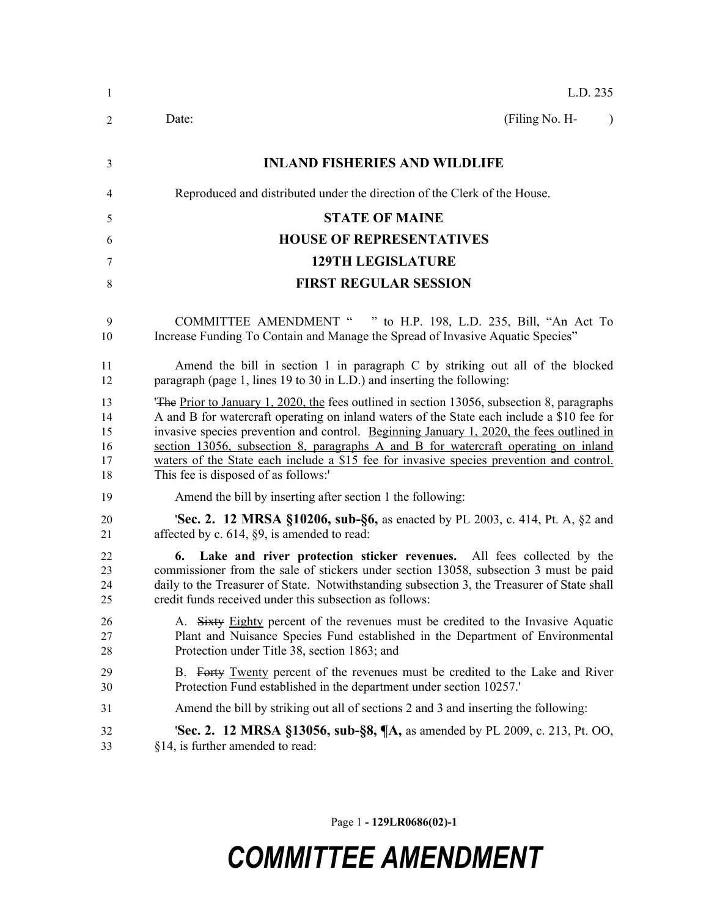L.D. 235

Date: (Filing No. H- )

**INLAND FISHERIES AND WILDLIFE**

Reproduced and distributed under the direction of the Clerk of the House.

**STATE OF MAINE**

**HOUSE OF REPRESENTATIVES**

**129TH LEGISLATURE**

**FIRST REGULAR SESSION**

COMMITTEE AMENDMENT " " to H.P. 198, L.D. 235, Bill, "An Act To Increase Funding To Contain and Manage the Spread of Invasive Aquatic Species"

Amend the bill in section 1 in paragraph C by striking out all of the blocked paragraph (page 1, lines 19 to 30 in L.D.) and inserting the following:

'~~The~~ Prior to January 1, 2020, the fees outlined in section 13056, subsection 8, paragraphs A and B for watercraft operating on inland waters of the State each include a $10 fee for invasive species prevention and control. Beginning January 1, 2020, the fees outlined in section 13056, subsection 8, paragraphs A and B for watercraft operating on inland waters of the State each include a $15 fee for invasive species prevention and control. This fee is disposed of as follows:'

Amend the bill by inserting after section 1 the following:

'**Sec. 2. 12 MRSA §10206, sub-§6,** as enacted by PL 2003, c. 414, Pt. A, §2 and affected by c. 614, §9, is amended to read:

**6. Lake and river protection sticker revenues.** All fees collected by the commissioner from the sale of stickers under section 13058, subsection 3 must be paid daily to the Treasurer of State. Notwithstanding subsection 3, the Treasurer of State shall credit funds received under this subsection as follows:

A. ~~Sixty~~ Eighty percent of the revenues must be credited to the Invasive Aquatic Plant and Nuisance Species Fund established in the Department of Environmental Protection under Title 38, section 1863; and

B. ~~Forty~~ Twenty percent of the revenues must be credited to the Lake and River Protection Fund established in the department under section 10257.'

Amend the bill by striking out all of sections 2 and 3 and inserting the following:

'**Sec. 2. 12 MRSA §13056, sub-§8, ¶A,** as amended by PL 2009, c. 213, Pt. OO, §14, is further amended to read:

**COMMITTEE AMENDMENT**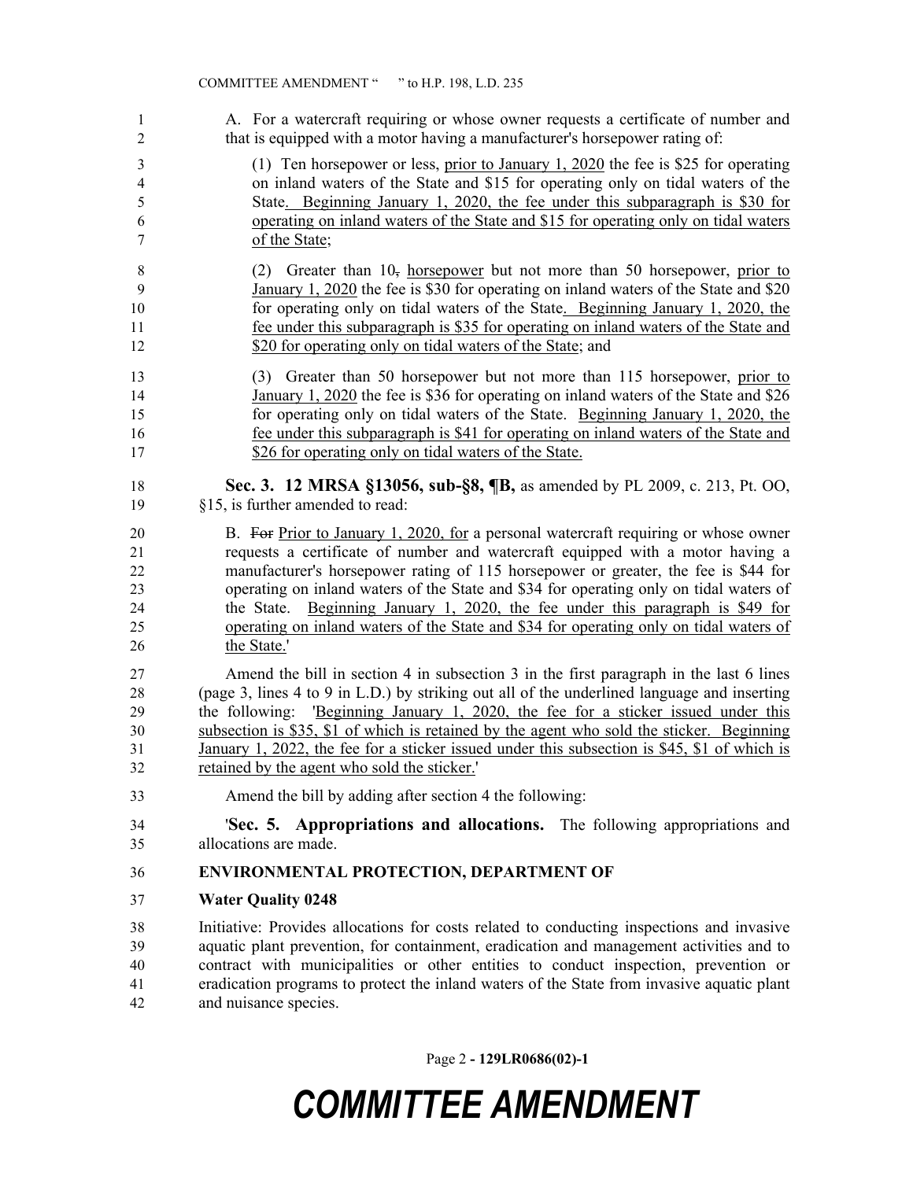A. For a watercraft requiring or whose owner requests a certificate of number and that is equipped with a motor having a manufacturer's horsepower rating of:

(1) Ten horsepower or less, prior to January 1, 2020 the fee is $25 for operating on inland waters of the State and $15 for operating only on tidal waters of the State. Beginning January 1, 2020, the fee under this subparagraph is $30 for operating on inland waters of the State and $15 for operating only on tidal waters of the State;

(2) Greater than 10, horsepower but not more than 50 horsepower, prior to January 1, 2020 the fee is $30 for operating on inland waters of the State and $20 for operating only on tidal waters of the State. Beginning January 1, 2020, the fee under this subparagraph is $35 for operating on inland waters of the State and $20 for operating only on tidal waters of the State; and

(3) Greater than 50 horsepower but not more than 115 horsepower, prior to January 1, 2020 the fee is $36 for operating on inland waters of the State and $26 for operating only on tidal waters of the State. Beginning January 1, 2020, the fee under this subparagraph is $41 for operating on inland waters of the State and $26 for operating only on tidal waters of the State.

**Sec. 3. 12 MRSA §13056, sub-§8, ¶B,** as amended by PL 2009, c. 213, Pt. OO, §15, is further amended to read:

B. For Prior to January 1, 2020, for a personal watercraft requiring or whose owner requests a certificate of number and watercraft equipped with a motor having a manufacturer's horsepower rating of 115 horsepower or greater, the fee is $44 for operating on inland waters of the State and $34 for operating only on tidal waters of the State. Beginning January 1, 2020, the fee under this paragraph is $49 for operating on inland waters of the State and $34 for operating only on tidal waters of the State.'

Amend the bill in section 4 in subsection 3 in the first paragraph in the last 6 lines (page 3, lines 4 to 9 in L.D.) by striking out all of the underlined language and inserting the following: 'Beginning January 1, 2020, the fee for a sticker issued under this subsection is $35, $1 of which is retained by the agent who sold the sticker. Beginning January 1, 2022, the fee for a sticker issued under this subsection is $45, $1 of which is retained by the agent who sold the sticker.'

Amend the bill by adding after section 4 the following:

'**Sec. 5. Appropriations and allocations.** The following appropriations and allocations are made.

**ENVIRONMENTAL PROTECTION, DEPARTMENT OF**

**Water Quality 0248**

Initiative: Provides allocations for costs related to conducting inspections and invasive aquatic plant prevention, for containment, eradication and management activities and to contract with municipalities or other entities to conduct inspection, prevention or eradication programs to protect the inland waters of the State from invasive aquatic plant and nuisance species.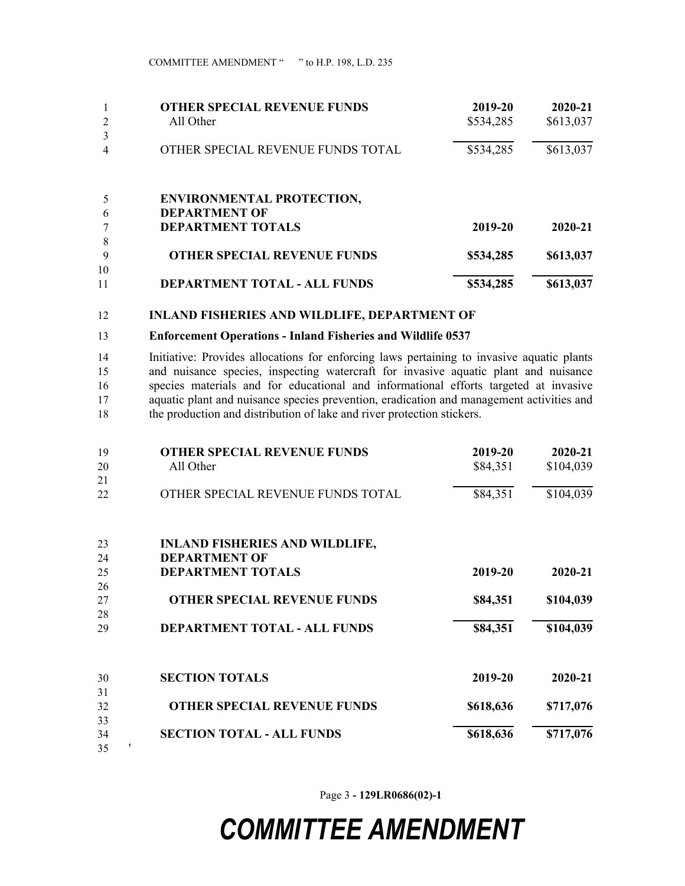| OTHER SPECIAL REVENUE FUNDS | 2019-20 | 2020-21 |
|---|---|---|
| All Other | $534,285 | $613,037 |
| OTHER SPECIAL REVENUE FUNDS TOTAL | $534,285 | $613,037 |

| ENVIRONMENTAL PROTECTION, DEPARTMENT OF DEPARTMENT TOTALS | 2019-20 | 2020-21 |
|---|---|---|
| **OTHER SPECIAL REVENUE FUNDS** | **$534,285** | **$613,037** |
| **DEPARTMENT TOTAL - ALL FUNDS** | **$534,285** | **$613,037** |

**INLAND FISHERIES AND WILDLIFE, DEPARTMENT OF**

**Enforcement Operations - Inland Fisheries and Wildlife 0537**

Initiative: Provides allocations for enforcing laws pertaining to invasive aquatic plants and nuisance species, inspecting watercraft for invasive aquatic plant and nuisance species materials and for educational and informational efforts targeted at invasive aquatic plant and nuisance species prevention, eradication and management activities and the production and distribution of lake and river protection stickers.

| OTHER SPECIAL REVENUE FUNDS | 2019-20 | 2020-21 |
|---|---|---|
| All Other | $84,351 | $104,039 |
| OTHER SPECIAL REVENUE FUNDS TOTAL | $84,351 | $104,039 |

| INLAND FISHERIES AND WILDLIFE, DEPARTMENT OF DEPARTMENT TOTALS | 2019-20 | 2020-21 |
|---|---|---|
| **OTHER SPECIAL REVENUE FUNDS** | **$84,351** | **$104,039** |
| **DEPARTMENT TOTAL - ALL FUNDS** | **$84,351** | **$104,039** |

| SECTION TOTALS | 2019-20 | 2020-21 |
|---|---|---|
| **OTHER SPECIAL REVENUE FUNDS** | **$618,636** | **$717,076** |
| **SECTION TOTAL - ALL FUNDS** | **$618,636** | **$717,076** |

'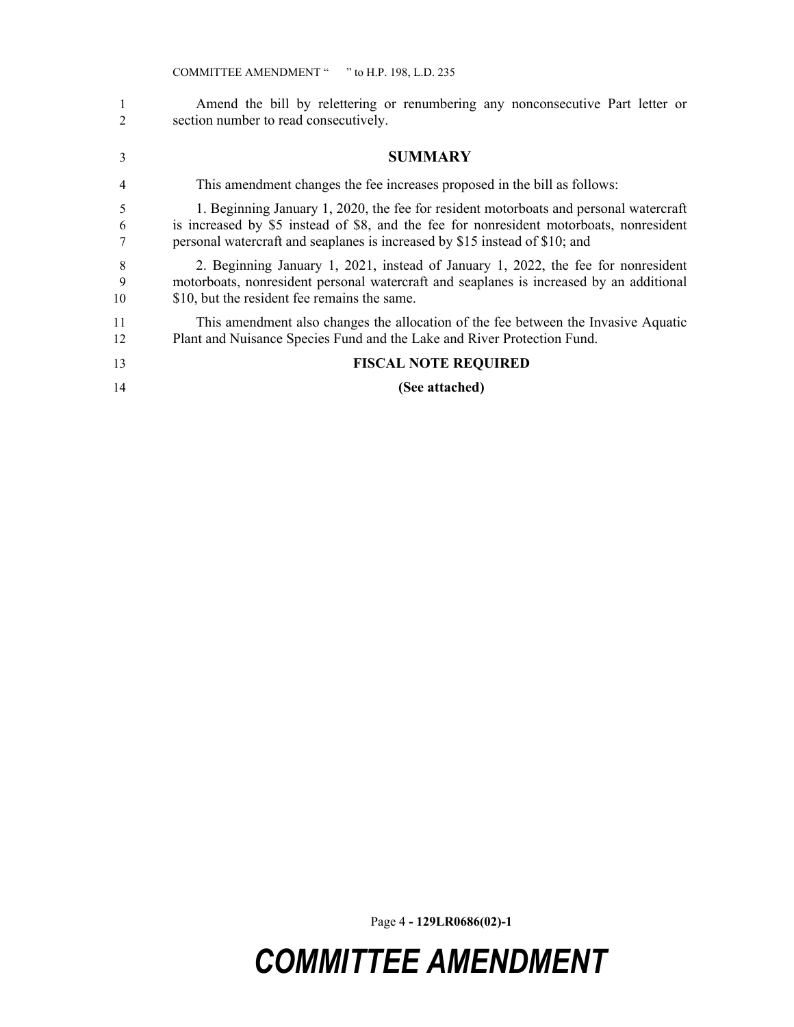Amend the bill by relettering or renumbering any nonconsecutive Part letter or section number to read consecutively.

## SUMMARY

This amendment changes the fee increases proposed in the bill as follows:

1. Beginning January 1, 2020, the fee for resident motorboats and personal watercraft is increased by $5 instead of $8, and the fee for nonresident motorboats, nonresident personal watercraft and seaplanes is increased by $15 instead of $10; and

2. Beginning January 1, 2021, instead of January 1, 2022, the fee for nonresident motorboats, nonresident personal watercraft and seaplanes is increased by an additional $10, but the resident fee remains the same.

This amendment also changes the allocation of the fee between the Invasive Aquatic Plant and Nuisance Species Fund and the Lake and River Protection Fund.

**FISCAL NOTE REQUIRED**

**(See attached)**